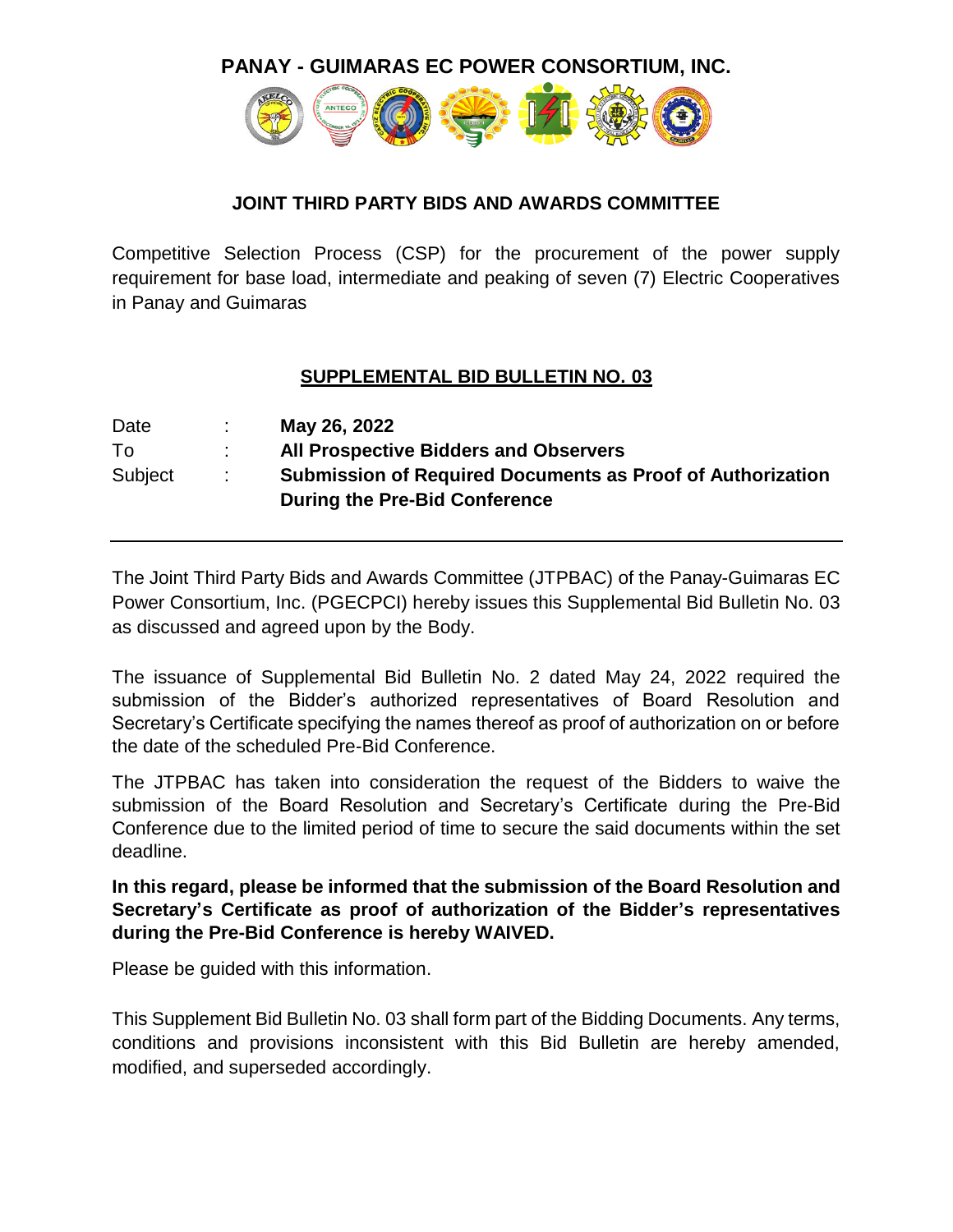# PANAY - GUIMARAS EC POWER CONSORTIUM, INC.

## JOINT THIRD PARTY BIDS AND AWARDS COMMITTEE

Competitive Selection Process (CSP) for the procurement of the power supply requirement for base load, intermediate and peaking of seven (7) Electric Cooperatives in Panay and Guimaras

## SUPPLEMENTAL BID BULLETIN NO. 03

| | | |
|---|---|---|
| Date | : | **May 26, 2022** |
| To | : | **All Prospective Bidders and Observers** |
| Subject | : | **Submission of Required Documents as Proof of Authorization During the Pre-Bid Conference** |

---

The Joint Third Party Bids and Awards Committee (JTPBAC) of the Panay-Guimaras EC Power Consortium, Inc. (PGECPCI) hereby issues this Supplemental Bid Bulletin No. 03 as discussed and agreed upon by the Body.

The issuance of Supplemental Bid Bulletin No. 2 dated May 24, 2022 required the submission of the Bidder's authorized representatives of Board Resolution and Secretary's Certificate specifying the names thereof as proof of authorization on or before the date of the scheduled Pre-Bid Conference.

The JTPBAC has taken into consideration the request of the Bidders to waive the submission of the Board Resolution and Secretary's Certificate during the Pre-Bid Conference due to the limited period of time to secure the said documents within the set deadline.

**In this regard, please be informed that the submission of the Board Resolution and Secretary's Certificate as proof of authorization of the Bidder's representatives during the Pre-Bid Conference is hereby WAIVED.**

Please be guided with this information.

This Supplement Bid Bulletin No. 03 shall form part of the Bidding Documents. Any terms, conditions and provisions inconsistent with this Bid Bulletin are hereby amended, modified, and superseded accordingly.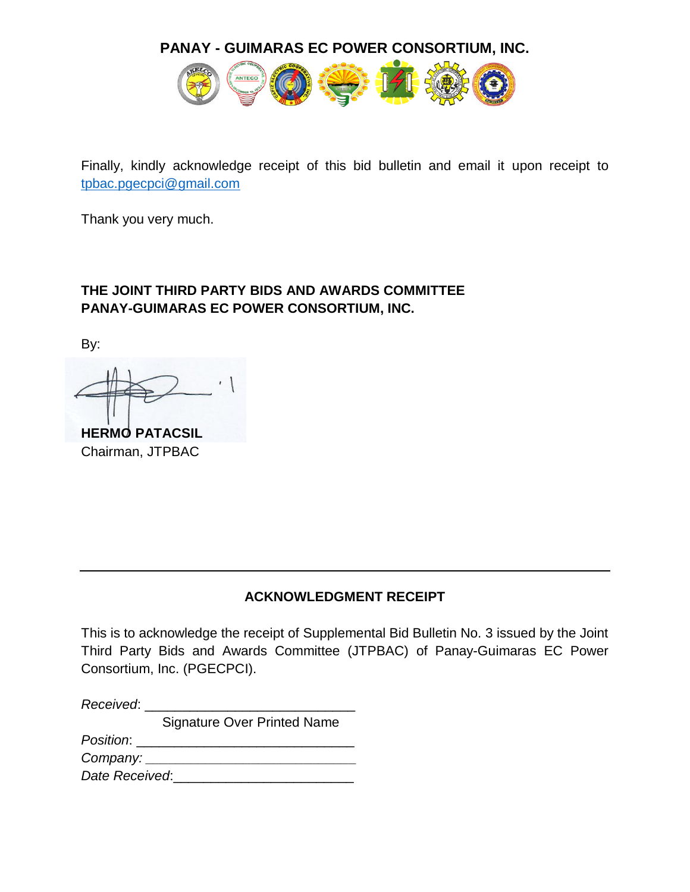**PANAY - GUIMARAS EC POWER CONSORTIUM, INC.**

Finally, kindly acknowledge receipt of this bid bulletin and email it upon receipt to tpbac.pgecpci@gmail.com

Thank you very much.

**THE JOINT THIRD PARTY BIDS AND AWARDS COMMITTEE**
**PANAY-GUIMARAS EC POWER CONSORTIUM, INC.**

By:

**HERMO PATACSIL**
Chairman, JTPBAC

---

**ACKNOWLEDGMENT RECEIPT**

This is to acknowledge the receipt of Supplemental Bid Bulletin No. 3 issued by the Joint Third Party Bids and Awards Committee (JTPBAC) of Panay-Guimaras EC Power Consortium, Inc. (PGECPCI).

*Received*: ____________________________
Signature Over Printed Name
*Position*: ____________________________
*Company:* ____________________________
*Date Received*:________________________